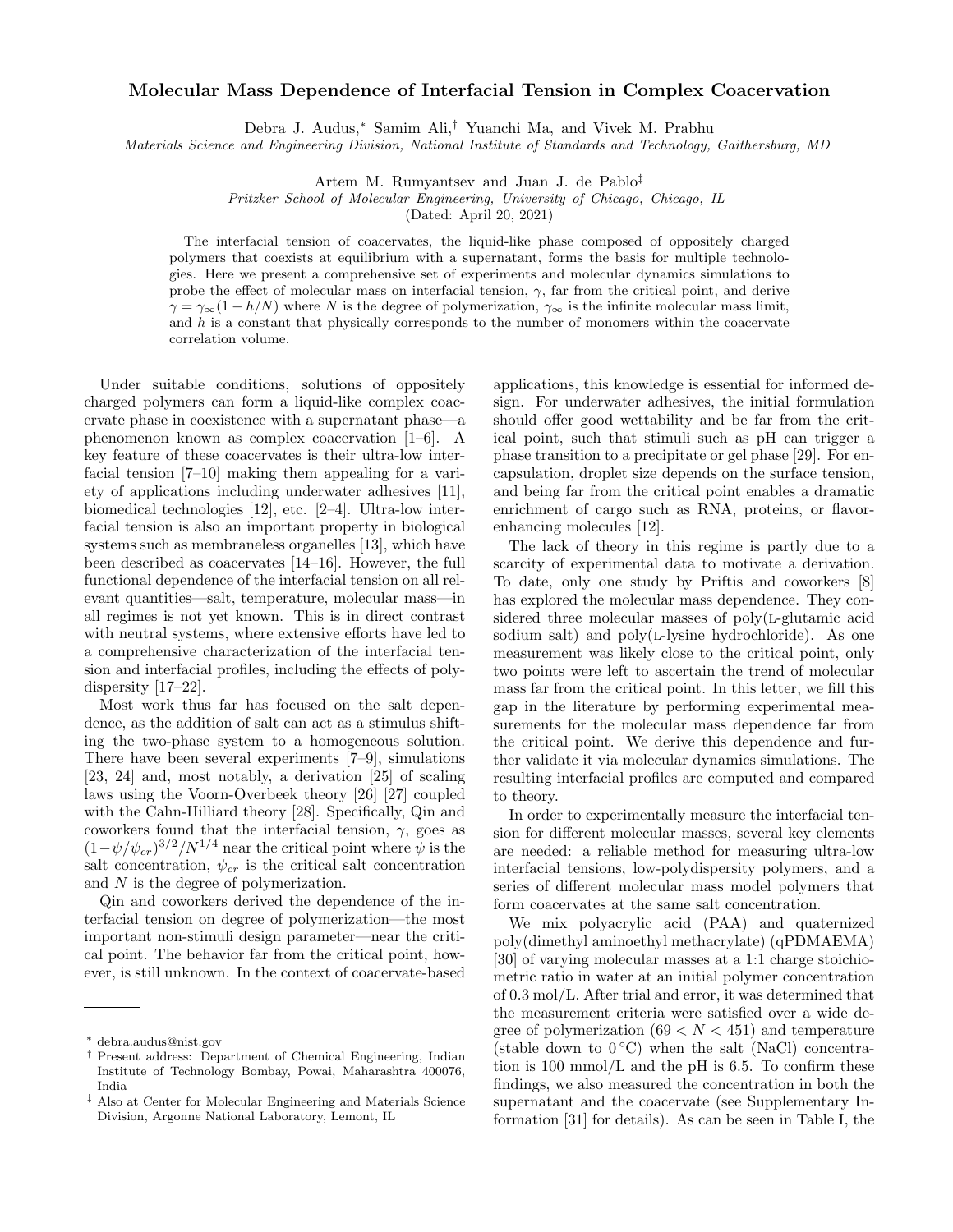# Molecular Mass Dependence of Interfacial Tension in Complex Coacervation

Debra J. Audus,* Samim Ali,† Yuanchi Ma, and Vivek M. Prabhu

*Materials Science and Engineering Division, National Institute of Standards and Technology, Gaithersburg, MD*

Artem M. Rumyantsev and Juan J. de Pablo‡

*Pritzker School of Molecular Engineering, University of Chicago, Chicago, IL*

(Dated: April 20, 2021)

The interfacial tension of coacervates, the liquid-like phase composed of oppositely charged polymers that coexists at equilibrium with a supernatant phase—a forms the basis for multiple technologies. Here we present a comprehensive set of experiments and molecular dynamics simulations to probe the effect of molecular mass on interfacial tension, $\gamma$, far from the critical point, and derive $\gamma = \gamma_\infty(1 - h/N)$ where $N$ is the degree of polymerization, $\gamma_\infty$ is the infinite molecular mass limit, and $h$ is a constant that physically corresponds to the number of monomers within the coacervate correlation volume.

Under suitable conditions, solutions of oppositely charged polymers can form a liquid-like complex coacervate phase in coexistence with a supernatant phase—a phenomenon known as complex coacervation [1–6]. A key feature of these coacervates is their ultra-low interfacial tension [7–10] making them appealing for a variety of applications including underwater adhesives [11], biomedical technologies [12], etc. [2–4]. Ultra-low interfacial tension is also an important property in biological systems such as membraneless organelles [13], which have been described as coacervates [14–16]. However, the full functional dependence of the interfacial tension on all relevant quantities—salt, temperature, molecular mass—in all regimes is not yet known. This is in direct contrast with neutral systems, where extensive efforts have led to a comprehensive characterization of the interfacial tension and interfacial profiles, including the effects of polydispersity [17–22].

Most work thus far has focused on the salt dependence, as the addition of salt can act as a stimulus shifting the two-phase system to a homogeneous solution. There have been several experiments [7–9], simulations [23, 24] and, most notably, a derivation [25] of scaling laws using the Voorn-Overbeek theory [26] [27] coupled with the Cahn-Hilliard theory [28]. Specifically, Qin and coworkers found that the interfacial tension, $\gamma$, goes as $(1-\psi/\psi_{cr})^{3/2}/N^{1/4}$ near the critical point where $\psi$ is the salt concentration, $\psi_{cr}$ is the critical salt concentration and $N$ is the degree of polymerization.

Qin and coworkers derived the dependence of the interfacial tension on degree of polymerization—the most important non-stimuli design parameter—near the critical point. The behavior far from the critical point, however, is still unknown. In the context of coacervate-based applications, this knowledge is essential for informed design. For underwater adhesives, the initial formulation should offer good wettability and be far from the critical point, such that stimuli such as pH can trigger a phase transition to a precipitate or gel phase [29]. For encapsulation, droplet size depends on the surface tension, and being far from the critical point enables a dramatic enrichment of cargo such as RNA, proteins, or flavor-enhancing molecules [12].

The lack of theory in this regime is partly due to a scarcity of experimental data to motivate a derivation. To date, only one study by Priftis and coworkers [8] has explored the molecular mass dependence. They considered three molecular masses of poly(L-glutamic acid sodium salt) and poly(L-lysine hydrochloride). As one measurement was likely close to the critical point, only two points were left to ascertain the trend of molecular mass far from the critical point. In this letter, we fill this gap in the literature by performing experimental measurements for the molecular mass dependence far from the critical point. We derive this dependence and further validate it via molecular dynamics simulations. The resulting interfacial profiles are computed and compared to theory.

In order to experimentally measure the interfacial tension for different molecular masses, several key elements are needed: a reliable method for measuring ultra-low interfacial tensions, low-polydispersity polymers, and a series of different molecular mass model polymers that form coacervates at the same salt concentration.

We mix polyacrylic acid (PAA) and quaternized poly(dimethyl aminoethyl methacrylate) (qPDMAEMA) [30] of varying molecular masses at a 1:1 charge stoichiometric ratio in water at an initial polymer concentration of 0.3 mol/L. After trial and error, it was determined that the measurement criteria were satisfied over a wide degree of polymerization ($69 < N < 451$) and temperature (stable down to 0 °C) when the salt (NaCl) concentration is 100 mmol/L and the pH is 6.5. To confirm these findings, we also measured the concentration in both the supernatant and the coacervate (see Supplementary Information [31] for details). As can be seen in Table I, the

---

* debra.audus@nist.gov

† Present address: Department of Chemical Engineering, Indian Institute of Technology Bombay, Powai, Maharashtra 400076, India

‡ Also at Center for Molecular Engineering and Materials Science Division, Argonne National Laboratory, Lemont, IL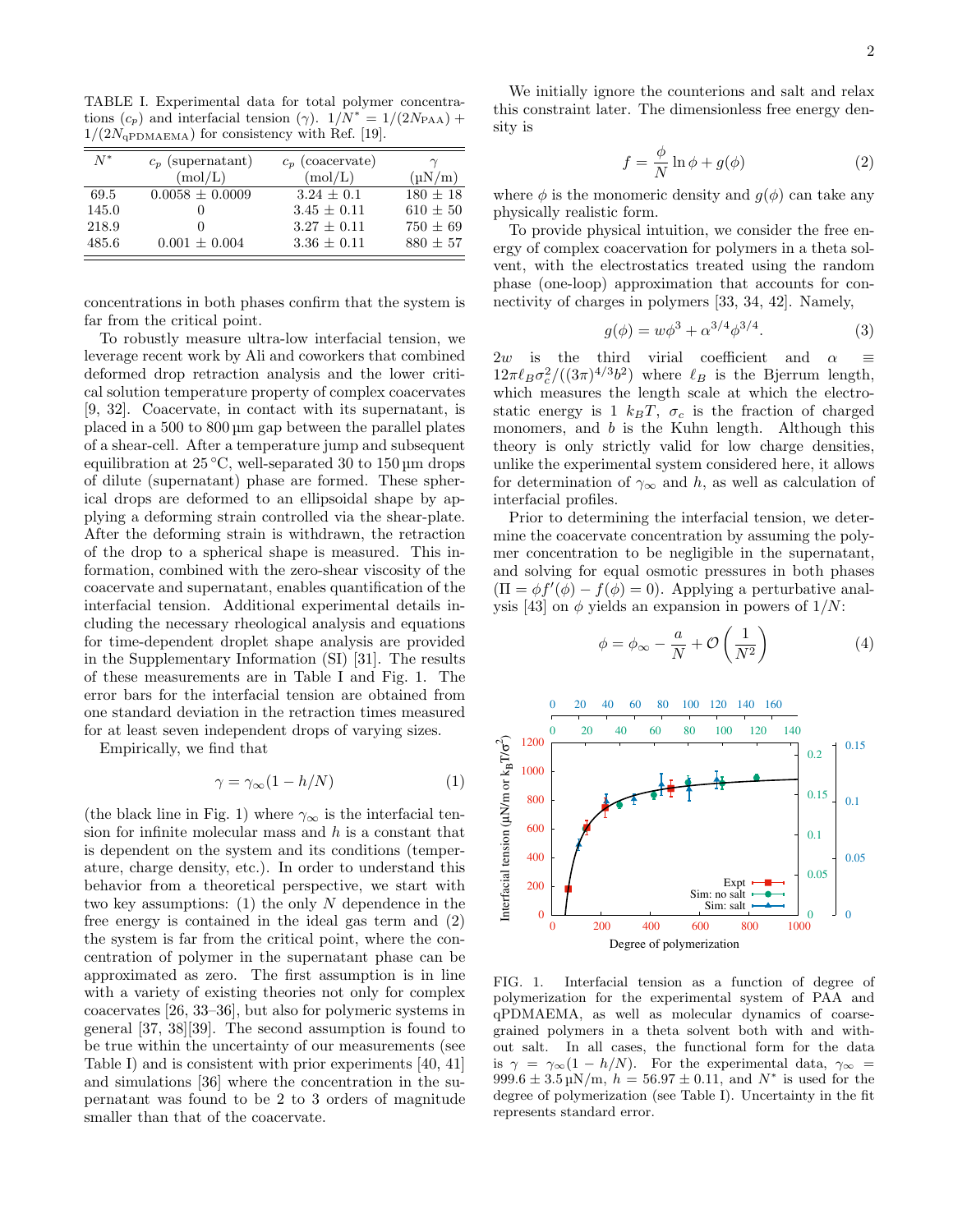TABLE I. Experimental data for total polymer concentrations ($c_p$) and interfacial tension ($\gamma$). $1/N^* = 1/(2N_{\mathrm{PAA}}) + 1/(2N_{\mathrm{qPDMAEMA}})$ for consistency with Ref. [19].

| $N^*$ | $c_p$ (supernatant) (mol/L) | $c_p$ (coacervate) (mol/L) | $\gamma$ (μN/m) |
|---|---|---|---|
| 69.5 | 0.0058 ± 0.0009 | 3.24 ± 0.1 | 180 ± 18 |
| 145.0 | 0 | 3.45 ± 0.11 | 610 ± 50 |
| 218.9 | 0 | 3.27 ± 0.11 | 750 ± 69 |
| 485.6 | 0.001 ± 0.004 | 3.36 ± 0.11 | 880 ± 57 |

concentrations in both phases confirm that the system is far from the critical point.

To robustly measure ultra-low interfacial tension, we leverage recent work by Ali and coworkers that combined deformed drop retraction analysis and the lower critical solution temperature property of complex coacervates [9, 32]. Coacervate, in contact with its supernatant, is placed in a 500 to 800 μm gap between the parallel plates of a shear-cell. After a temperature jump and subsequent equilibration at 25 °C, well-separated 30 to 150 μm drops of dilute (supernatant) phase are formed. These spherical drops are deformed to an ellipsoidal shape by applying a deforming strain controlled via the shear-plate. After the deforming strain is withdrawn, the retraction of the drop to a spherical shape is measured. This information, combined with the zero-shear viscosity of the coacervate and supernatant, enables quantification of the interfacial tension. Additional experimental details including the necessary rheological analysis and equations for time-dependent droplet shape analysis are provided in the Supplementary Information (SI) [31]. The results of these measurements are in Table I and Fig. 1. The error bars for the interfacial tension are obtained from one standard deviation in the retraction times measured for at least seven independent drops of varying sizes.

Empirically, we find that

$$\gamma = \gamma_\infty(1 - h/N) \tag{1}$$

(the black line in Fig. 1) where $\gamma_\infty$ is the interfacial tension for infinite molecular mass and $h$ is a constant that is dependent on the system and its conditions (temperature, charge density, etc.). In order to understand this behavior from a theoretical perspective, we start with two key assumptions: (1) the only $N$ dependence in the free energy is contained in the ideal gas term and (2) the system is far from the critical point, where the concentration of polymer in the supernatant phase can be approximated as zero. The first assumption is in line with a variety of existing theories not only for complex coacervates [26, 33–36], but also for polymeric systems in general [37, 38][39]. The second assumption is found to be true within the uncertainty of our measurements (see Table I) and is consistent with prior experiments [40, 41] and simulations [36] where the concentration in the supernatant was found to be 2 to 3 orders of magnitude smaller than that of the coacervate.

We initially ignore the counterions and salt and relax this constraint later. The dimensionless free energy density is

$$f = \frac{\phi}{N}\ln\phi + g(\phi) \tag{2}$$

where $\phi$ is the monomeric density and $g(\phi)$ can take any physically realistic form.

To provide physical intuition, we consider the free energy of complex coacervation for polymers in a theta solvent, with the electrostatics treated using the random phase (one-loop) approximation that accounts for connectivity of charges in polymers [33, 34, 42]. Namely,

$$g(\phi) = w\phi^3 + \alpha^{3/4}\phi^{3/4}. \tag{3}$$

$2w$ is the third virial coefficient and $\alpha \equiv 12\pi\ell_B\sigma_c^2/((3\pi)^{4/3}b^2)$ where $\ell_B$ is the Bjerrum length, which measures the length scale at which the electrostatic energy is 1 $k_BT$, $\sigma_c$ is the fraction of charged monomers, and $b$ is the Kuhn length. Although this theory is only strictly valid for low charge densities, unlike the experimental system considered here, it allows for determination of $\gamma_\infty$ and $h$, as well as calculation of interfacial profiles.

Prior to determining the interfacial tension, we determine the coacervate concentration by assuming the polymer concentration to be negligible in the supernatant, and solving for equal osmotic pressures in both phases ($\Pi = \phi f'(\phi) - f(\phi) = 0$). Applying a perturbative analysis [43] on $\phi$ yields an expansion in powers of $1/N$:

$$\phi = \phi_\infty - \frac{a}{N} + \mathcal{O}\left(\frac{1}{N^2}\right) \tag{4}$$

Interfacial tension (μN/m or $k_BT/\sigma^2$)
Degree of polymerization
0 200 400 600 800 1000
0 200 400 600 800 1000 1200
0 20 40 60 80 100 120 140
0 20 40 60 80 100 120 140 160
0 0.05 0.1 0.15 0.2
0 0.05 0.1 0.15
Expt
Sim: no salt
Sim: salt

FIG. 1. Interfacial tension as a function of degree of polymerization for the experimental system of PAA and qPDMAEMA, as well as molecular dynamics of coarse-grained polymers in a theta solvent both with and without salt. In all cases, the functional form for the data is $\gamma = \gamma_\infty(1 - h/N)$. For the experimental data, $\gamma_\infty = 999.6 \pm 3.5$ μN/m, $h = 56.97 \pm 0.11$, and $N^*$ is used for the degree of polymerization (see Table I). Uncertainty in the fit represents standard error.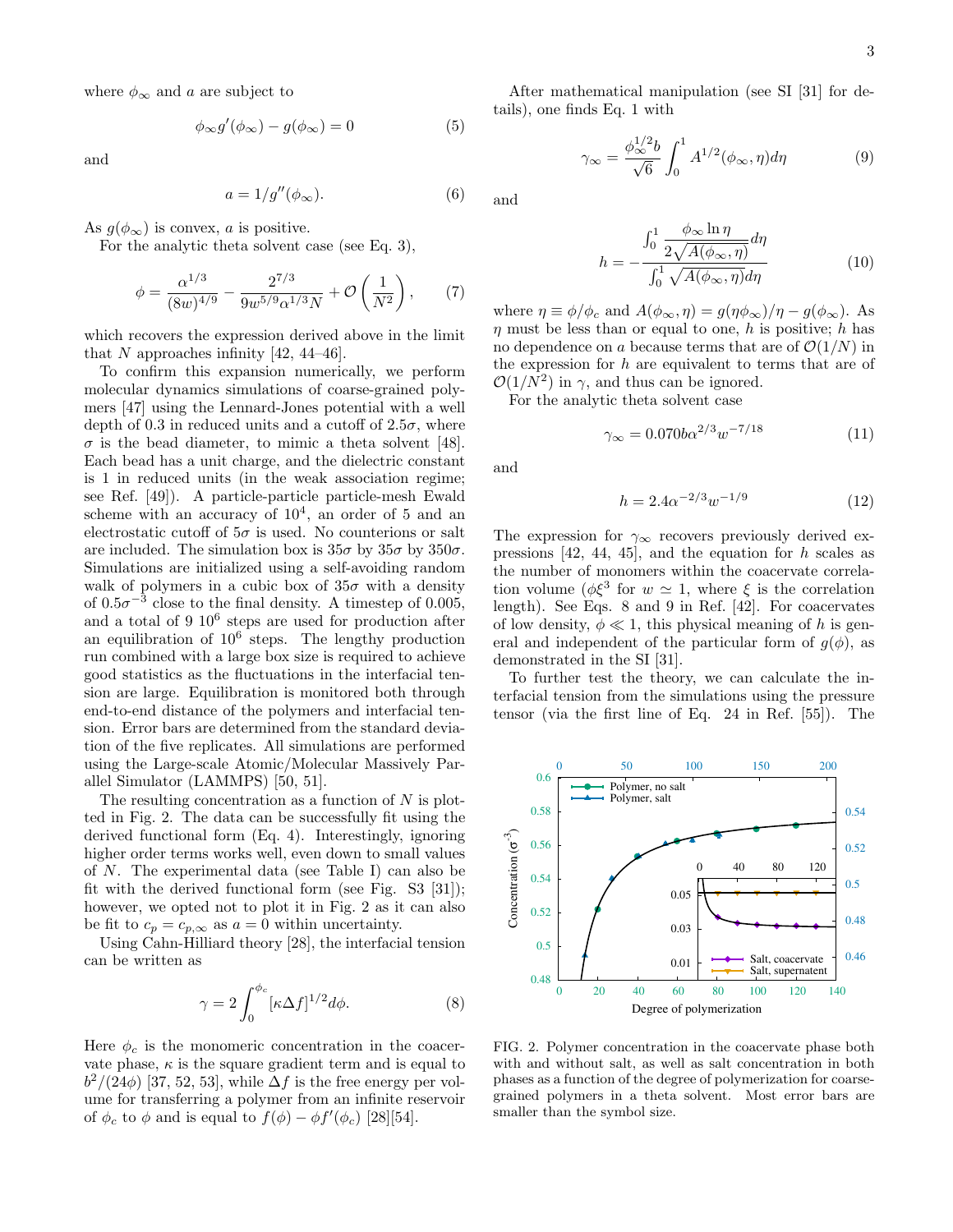where $\phi_\infty$ and $a$ are subject to

$$\phi_\infty g'(\phi_\infty) - g(\phi_\infty) = 0 \tag{5}$$

and

$$a = 1/g''(\phi_\infty). \tag{6}$$

As $g(\phi_\infty)$ is convex, $a$ is positive.

For the analytic theta solvent case (see Eq. 3),

$$\phi = \frac{\alpha^{1/3}}{(8w)^{4/9}} - \frac{2^{7/3}}{9w^{5/9}\alpha^{1/3}N} + \mathcal{O}\left(\frac{1}{N^2}\right), \tag{7}$$

which recovers the expression derived above in the limit that $N$ approaches infinity [42, 44–46].

To confirm this expansion numerically, we perform molecular dynamics simulations of coarse-grained polymers [47] using the Lennard-Jones potential with a well depth of 0.3 in reduced units and a cutoff of $2.5\sigma$, where $\sigma$ is the bead diameter, to mimic a theta solvent [48]. Each bead has a unit charge, and the dielectric constant is 1 in reduced units (in the weak association regime; see Ref. [49]). A particle-particle particle-mesh Ewald scheme with an accuracy of $10^4$, an order of 5 and an electrostatic cutoff of $5\sigma$ is used. No counterions or salt are included. The simulation box is $35\sigma$ by $35\sigma$ by $350\sigma$. Simulations are initialized using a self-avoiding random walk of polymers in a cubic box of $35\sigma$ with a density of $0.5\sigma^{-3}$ close to the final density. A timestep of 0.005, and a total of 9 $10^6$ steps are used for production after an equilibration of $10^6$ steps. The lengthy production run combined with a large box size is required to achieve good statistics as the fluctuations in the interfacial tension are large. Equilibration is monitored both through end-to-end distance of the polymers and interfacial tension. Error bars are determined from the standard deviation of the five replicates. All simulations are performed using the Large-scale Atomic/Molecular Massively Parallel Simulator (LAMMPS) [50, 51].

The resulting concentration as a function of $N$ is plotted in Fig. 2. The data can be successfully fit using the derived functional form (Eq. 4). Interestingly, ignoring higher order terms works well, even down to small values of $N$. The experimental data (see Table I) can also be fit with the derived functional form (see Fig. S3 [31]); however, we opted not to plot it in Fig. 2 as it can also be fit to $c_p = c_{p,\infty}$ as $a = 0$ within uncertainty.

Using Cahn-Hilliard theory [28], the interfacial tension can be written as

$$\gamma = 2\int_0^{\phi_c} [\kappa\Delta f]^{1/2} d\phi. \tag{8}$$

Here $\phi_c$ is the monomeric concentration in the coacervate phase, $\kappa$ is the square gradient term and is equal to $b^2/(24\phi)$ [37, 52, 53], while $\Delta f$ is the free energy per volume for transferring a polymer from an infinite reservoir of $\phi_c$ to $\phi$ and is equal to $f(\phi) - \phi f'(\phi_c)$ [28][54].

After mathematical manipulation (see SI [31] for details), one finds Eq. 1 with

$$\gamma_\infty = \frac{\phi_\infty^{1/2} b}{\sqrt{6}} \int_0^1 A^{1/2}(\phi_\infty, \eta) d\eta \tag{9}$$

and

$$h = -\frac{\int_0^1 \dfrac{\phi_\infty \ln\eta}{2\sqrt{A(\phi_\infty,\eta)}} d\eta}{\int_0^1 \sqrt{A(\phi_\infty,\eta)} d\eta} \tag{10}$$

where $\eta \equiv \phi/\phi_c$ and $A(\phi_\infty, \eta) = g(\eta\phi_\infty)/\eta - g(\phi_\infty)$. As $\eta$ must be less than or equal to one, $h$ is positive; $h$ has no dependence on $a$ because terms that are of $\mathcal{O}(1/N)$ in the expression for $h$ are equivalent to terms that are of $\mathcal{O}(1/N^2)$ in $\gamma$, and thus can be ignored.

For the analytic theta solvent case

$$\gamma_\infty = 0.070 b\alpha^{2/3} w^{-7/18} \tag{11}$$

and

$$h = 2.4\alpha^{-2/3} w^{-1/9} \tag{12}$$

The expression for $\gamma_\infty$ recovers previously derived expressions [42, 44, 45], and the equation for $h$ scales as the number of monomers within the coacervate correlation volume ($\phi\xi^3$ for $w \simeq 1$, where $\xi$ is the correlation length). See Eqs. 8 and 9 in Ref. [42]. For coacervates of low density, $\phi \ll 1$, this physical meaning of $h$ is general and independent of the particular form of $g(\phi)$, as demonstrated in the SI [31].

To further test the theory, we can calculate the interfacial tension from the simulations using the pressure tensor (via the first line of Eq. 24 in Ref. [55]). The

Polymer, no salt
Polymer, salt
Salt, coacervate
Salt, supernatant
Concentration (σ$^{-3}$)
Degree of polymerization

FIG. 2. Polymer concentration in the coacervate phase both with and without salt, as well as salt concentration in both phases as a function of the degree of polymerization for coarse-grained polymers in a theta solvent. Most error bars are smaller than the symbol size.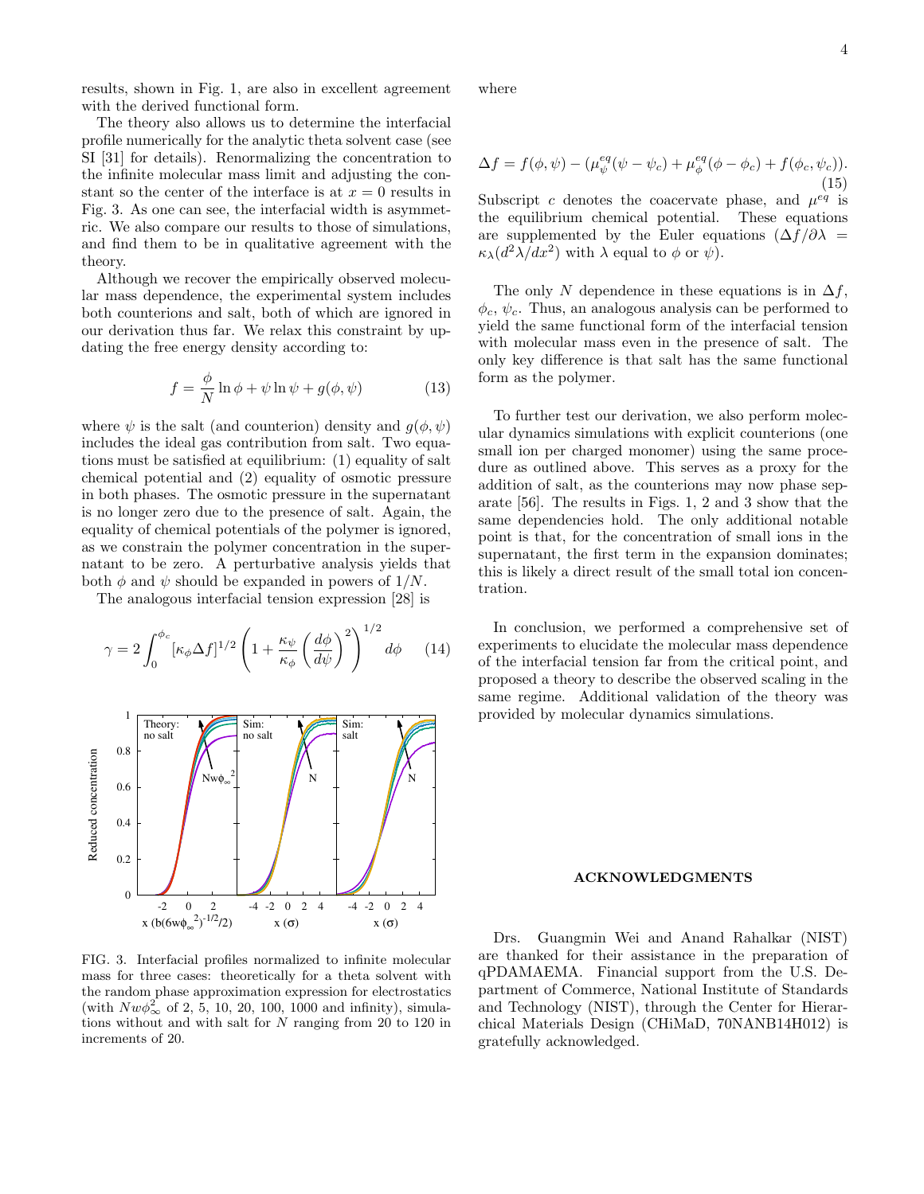results, shown in Fig. 1, are also in excellent agreement with the derived functional form.

The theory also allows us to determine the interfacial profile numerically for the analytic theta solvent case (see SI [31] for details). Renormalizing the concentration to the infinite molecular mass limit and adjusting the constant so the center of the interface is at $x = 0$ results in Fig. 3. As one can see, the interfacial width is asymmetric. We also compare our results to those of simulations, and find them to be in qualitative agreement with the theory.

Although we recover the empirically observed molecular mass dependence, the experimental system includes both counterions and salt, both of which are ignored in our derivation thus far. We relax this constraint by updating the free energy density according to:

$$f = \frac{\phi}{N}\ln\phi + \psi\ln\psi + g(\phi,\psi) \tag{13}$$

where $\psi$ is the salt (and counterion) density and $g(\phi,\psi)$ includes the ideal gas contribution from salt. Two equations must be satisfied at equilibrium: (1) equality of salt chemical potential and (2) equality of osmotic pressure in both phases. The osmotic pressure in the supernatant is no longer zero due to the presence of salt. Again, the equality of chemical potentials of the polymer is ignored, as we constrain the polymer concentration in the supernatant to be zero. A perturbative analysis yields that both $\phi$ and $\psi$ should be expanded in powers of $1/N$.

The analogous interfacial tension expression [28] is

$$\gamma = 2\int_0^{\phi_c} [\kappa_\phi \Delta f]^{1/2}\left(1 + \frac{\kappa_\psi}{\kappa_\phi}\left(\frac{d\phi}{d\psi}\right)^2\right)^{1/2} d\phi \tag{14}$$

Theory: no salt
Sim: no salt
Sim: salt
$Nw\phi_\infty^2$
N
N
Reduced concentration
0
0.2
0.4
0.6
0.8
1
-2 0 2
x (b(6wφ∞²)^-1/2/2)
-4 -2 0 2 4
x (σ)
-4 -2 0 2 4
x (σ)

FIG. 3. Interfacial profiles normalized to infinite molecular mass for three cases: theoretically for a theta solvent with the random phase approximation expression for electrostatics (with $Nw\phi_\infty^2$ of 2, 5, 10, 20, 100, 1000 and infinity), simulations without and with salt for $N$ ranging from 20 to 120 in increments of 20.

where

$$\Delta f = f(\phi,\psi) - (\mu_\psi^{eq}(\psi - \psi_c) + \mu_\phi^{eq}(\phi - \phi_c) + f(\phi_c,\psi_c)). \tag{15}$$

Subscript $c$ denotes the coacervate phase, and $\mu^{eq}$ is the equilibrium chemical potential. These equations are supplemented by the Euler equations ($\Delta f/\partial\lambda = \kappa_\lambda(d^2\lambda/dx^2)$ with $\lambda$ equal to $\phi$ or $\psi$).

The only $N$ dependence in these equations is in $\Delta f$, $\phi_c$, $\psi_c$. Thus, an analogous analysis can be performed to yield the same functional form of the interfacial tension with molecular mass even in the presence of salt. The only key difference is that salt has the same functional form as the polymer.

To further test our derivation, we also perform molecular dynamics simulations with explicit counterions (one small ion per charged monomer) using the same procedure as outlined above. This serves as a proxy for the addition of salt, as the counterions may now phase separate [56]. The results in Figs. 1, 2 and 3 show that the same dependencies hold. The only additional notable point is that, for the concentration of small ions in the supernatant, the first term in the expansion dominates; this is likely a direct result of the small total ion concentration.

In conclusion, we performed a comprehensive set of experiments to elucidate the molecular mass dependence of the interfacial tension far from the critical point, and proposed a theory to describe the observed scaling in the same regime. Additional validation of the theory was provided by molecular dynamics simulations.

## ACKNOWLEDGMENTS

Drs. Guangmin Wei and Anand Rahalkar (NIST) are thanked for their assistance in the preparation of qPDAMAEMA. Financial support from the U.S. Department of Commerce, National Institute of Standards and Technology (NIST), through the Center for Hierarchical Materials Design (CHiMaD, 70NANB14H012) is gratefully acknowledged.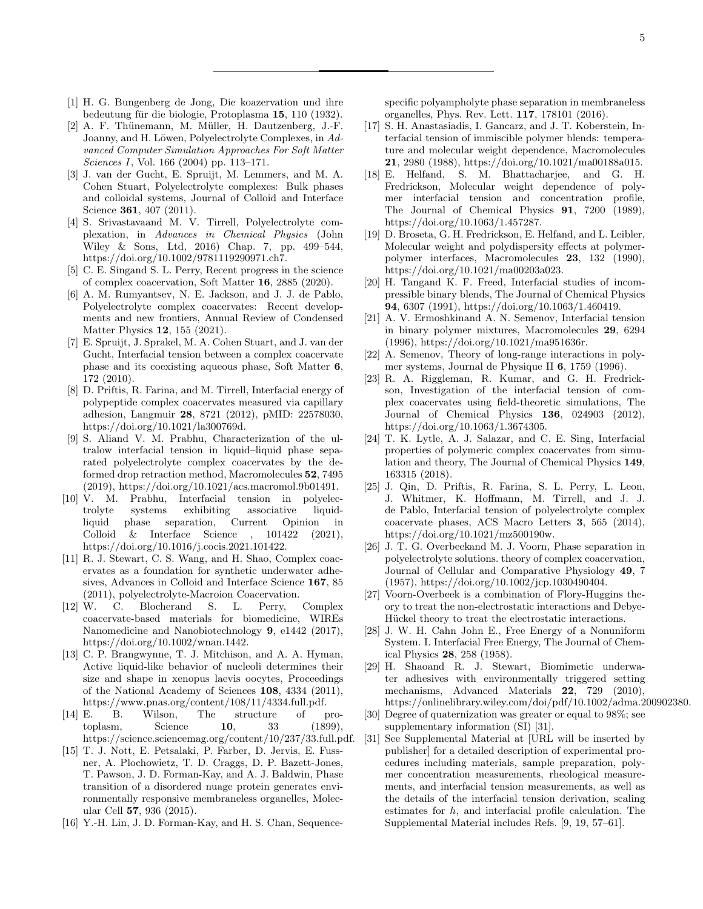[1] H. G. Bungenberg de Jong, Die koazervation und ihre bedeutung für die biologie, Protoplasma **15**, 110 (1932).

[2] A. F. Thünemann, M. Müller, H. Dautzenberg, J.-F. Joanny, and H. Löwen, Polyelectrolyte Complexes, in *Advanced Computer Simulation Approaches For Soft Matter Sciences I*, Vol. 166 (2004) pp. 113–171.

[3] J. van der Gucht, E. Spruijt, M. Lemmers, and M. A. Cohen Stuart, Polyelectrolyte complexes: Bulk phases and colloidal systems, Journal of Colloid and Interface Science **361**, 407 (2011).

[4] S. Srivastavaand M. V. Tirrell, Polyelectrolyte complexation, in *Advances in Chemical Physics* (John Wiley & Sons, Ltd, 2016) Chap. 7, pp. 499–544, https://doi.org/10.1002/9781119290971.ch7.

[5] C. E. Singand S. L. Perry, Recent progress in the science of complex coacervation, Soft Matter **16**, 2885 (2020).

[6] A. M. Rumyantsev, N. E. Jackson, and J. J. de Pablo, Polyelectrolyte complex coacervates: Recent developments and new frontiers, Annual Review of Condensed Matter Physics **12**, 155 (2021).

[7] E. Spruijt, J. Sprakel, M. A. Cohen Stuart, and J. van der Gucht, Interfacial tension between a complex coacervate phase and its coexisting aqueous phase, Soft Matter **6**, 172 (2010).

[8] D. Priftis, R. Farina, and M. Tirrell, Interfacial energy of polypeptide complex coacervates measured via capillary adhesion, Langmuir **28**, 8721 (2012), pMID: 22578030, https://doi.org/10.1021/la300769d.

[9] S. Aliand V. M. Prabhu, Characterization of the ultralow interfacial tension in liquid–liquid phase separated polyelectrolyte complex coacervates by the deformed drop retraction method, Macromolecules **52**, 7495 (2019), https://doi.org/10.1021/acs.macromol.9b01491.

[10] V. M. Prabhu, Interfacial tension in polyelectrolyte systems exhibiting associative liquid-liquid phase separation, Current Opinion in Colloid & Interface Science , 101422 (2021), https://doi.org/10.1016/j.cocis.2021.101422.

[11] R. J. Stewart, C. S. Wang, and H. Shao, Complex coacervates as a foundation for synthetic underwater adhesives, Advances in Colloid and Interface Science **167**, 85 (2011), polyelectrolyte-Macroion Coacervation.

[12] W. C. Blocherand S. L. Perry, Complex coacervate-based materials for biomedicine, WIREs Nanomedicine and Nanobiotechnology **9**, e1442 (2017), https://doi.org/10.1002/wnan.1442.

[13] C. P. Brangwynne, T. J. Mitchison, and A. A. Hyman, Active liquid-like behavior of nucleoli determines their size and shape in xenopus laevis oocytes, Proceedings of the National Academy of Sciences **108**, 4334 (2011), https://www.pnas.org/content/108/11/4334.full.pdf.

[14] E. B. Wilson, The structure of protoplasm, Science **10**, 33 (1899), https://science.sciencemag.org/content/10/237/33.full.pdf.

[15] T. J. Nott, E. Petsalaki, P. Farber, D. Jervis, E. Fussner, A. Plochowietz, T. D. Craggs, D. P. Bazett-Jones, T. Pawson, J. D. Forman-Kay, and A. J. Baldwin, Phase transition of a disordered nuage protein generates environmentally responsive membraneless organelles, Molecular Cell **57**, 936 (2015).

[16] Y.-H. Lin, J. D. Forman-Kay, and H. S. Chan, Sequence-specific polyampholyte phase separation in membraneless organelles, Phys. Rev. Lett. **117**, 178101 (2016).

[17] S. H. Anastasiadis, I. Gancarz, and J. T. Koberstein, Interfacial tension of immiscible polymer blends: temperature and molecular weight dependence, Macromolecules **21**, 2980 (1988), https://doi.org/10.1021/ma00188a015.

[18] E. Helfand, S. M. Bhattacharjee, and G. H. Fredrickson, Molecular weight dependence of polymer interfacial tension and concentration profile, The Journal of Chemical Physics **91**, 7200 (1989), https://doi.org/10.1063/1.457287.

[19] D. Broseta, G. H. Fredrickson, E. Helfand, and L. Leibler, Molecular weight and polydispersity effects at polymer-polymer interfaces, Macromolecules **23**, 132 (1990), https://doi.org/10.1021/ma00203a023.

[20] H. Tangand K. F. Freed, Interfacial studies of incompressible binary blends, The Journal of Chemical Physics **94**, 6307 (1991), https://doi.org/10.1063/1.460419.

[21] A. V. Ermoshkinand A. N. Semenov, Interfacial tension in binary polymer mixtures, Macromolecules **29**, 6294 (1996), https://doi.org/10.1021/ma951636r.

[22] A. Semenov, Theory of long-range interactions in polymer systems, Journal de Physique II **6**, 1759 (1996).

[23] R. A. Riggleman, R. Kumar, and G. H. Fredrickson, Investigation of the interfacial tension of complex coacervates using field-theoretic simulations, The Journal of Chemical Physics **136**, 024903 (2012), https://doi.org/10.1063/1.3674305.

[24] T. K. Lytle, A. J. Salazar, and C. E. Sing, Interfacial properties of polymeric complex coacervates from simulation and theory, The Journal of Chemical Physics **149**, 163315 (2018).

[25] J. Qin, D. Priftis, R. Farina, S. L. Perry, L. Leon, J. Whitmer, K. Hoffmann, M. Tirrell, and J. J. de Pablo, Interfacial tension of polyelectrolyte complex coacervate phases, ACS Macro Letters **3**, 565 (2014), https://doi.org/10.1021/mz500190w.

[26] J. T. G. Overbeekand M. J. Voorn, Phase separation in polyelectrolyte solutions. theory of complex coacervation, Journal of Cellular and Comparative Physiology **49**, 7 (1957), https://doi.org/10.1002/jcp.1030490404.

[27] Voorn-Overbeek is a combination of Flory-Huggins theory to treat the non-electrostatic interactions and Debye-Hückel theory to treat the electrostatic interactions.

[28] J. W. H. Cahn John E., Free Energy of a Nonuniform System. I. Interfacial Free Energy, The Journal of Chemical Physics **28**, 258 (1958).

[29] H. Shaoand R. J. Stewart, Biomimetic underwater adhesives with environmentally triggered setting mechanisms, Advanced Materials **22**, 729 (2010), https://onlinelibrary.wiley.com/doi/pdf/10.1002/adma.200902380.

[30] Degree of quaternization was greater or equal to 98%; see supplementary information (SI) [31].

[31] See Supplemental Material at [URL will be inserted by publisher] for a detailed description of experimental procedures including materials, sample preparation, polymer concentration measurements, rheological measurements, and interfacial tension measurements, as well as the details of the interfacial tension derivation, scaling estimates for $h$, and interfacial profile calculation. The Supplemental Material includes Refs. [9, 19, 57–61].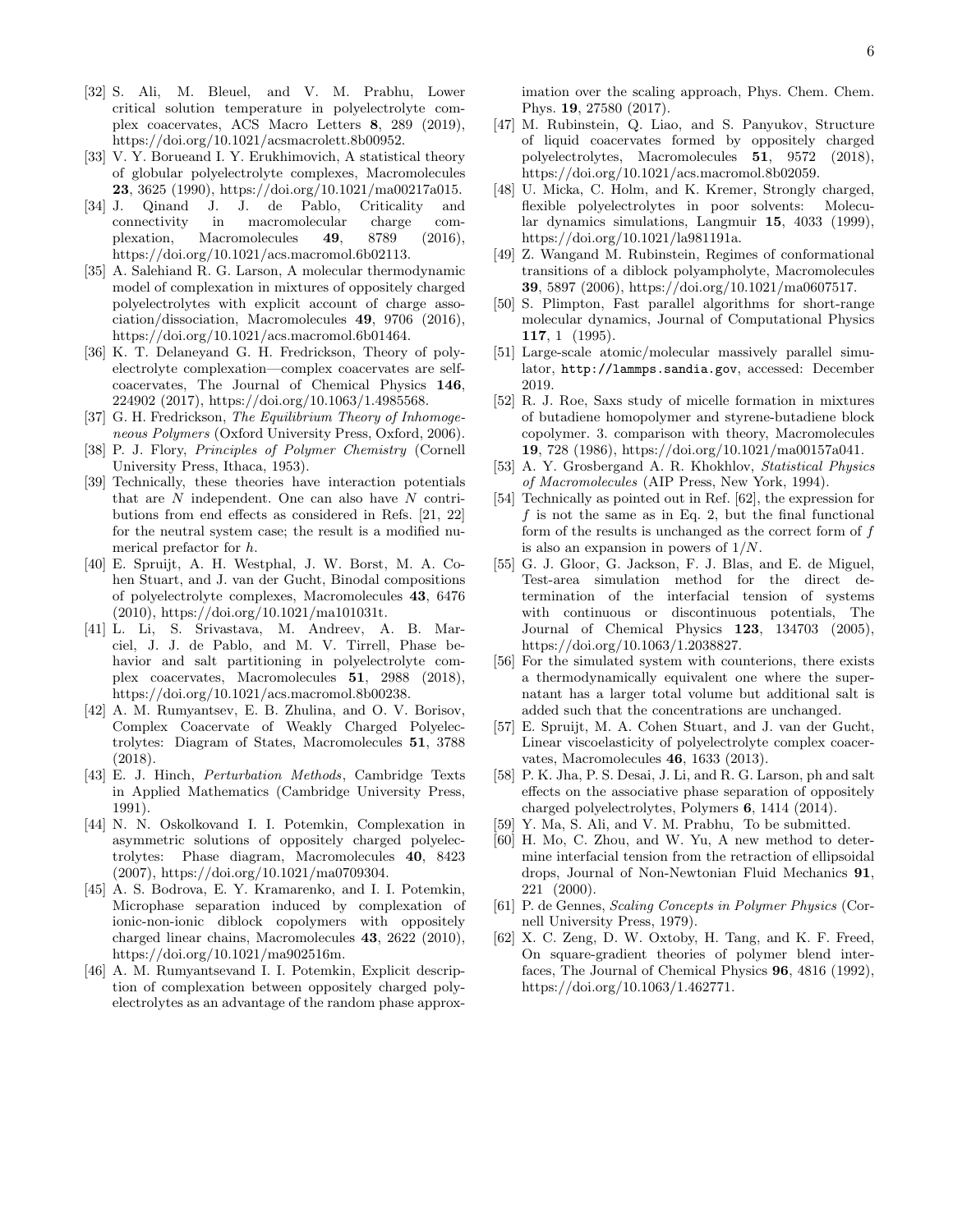[32] S. Ali, M. Bleuel, and V. M. Prabhu, Lower critical solution temperature in polyelectrolyte complex coacervates, ACS Macro Letters **8**, 289 (2019), https://doi.org/10.1021/acsmacrolett.8b00952.

[33] V. Y. Borueand I. Y. Erukhimovich, A statistical theory of globular polyelectrolyte complexes, Macromolecules **23**, 3625 (1990), https://doi.org/10.1021/ma00217a015.

[34] J. Qinand J. J. de Pablo, Criticality and connectivity in macromolecular charge complexation, Macromolecules **49**, 8789 (2016), https://doi.org/10.1021/acs.macromol.6b02113.

[35] A. Salehiand R. G. Larson, A molecular thermodynamic model of complexation in mixtures of oppositely charged polyelectrolytes with explicit account of charge association/dissociation, Macromolecules **49**, 9706 (2016), https://doi.org/10.1021/acs.macromol.6b01464.

[36] K. T. Delaneyand G. H. Fredrickson, Theory of polyelectrolyte complexation—complex coacervates are self-coacervates, The Journal of Chemical Physics **146**, 224902 (2017), https://doi.org/10.1063/1.4985568.

[37] G. H. Fredrickson, *The Equilibrium Theory of Inhomogeneous Polymers* (Oxford University Press, Oxford, 2006).

[38] P. J. Flory, *Principles of Polymer Chemistry* (Cornell University Press, Ithaca, 1953).

[39] Technically, these theories have interaction potentials that are $N$ independent. One can also have $N$ contributions from end effects as considered in Refs. [21, 22] for the neutral system case; the result is a modified numerical prefactor for $h$.

[40] E. Spruijt, A. H. Westphal, J. W. Borst, M. A. Cohen Stuart, and J. van der Gucht, Binodal compositions of polyelectrolyte complexes, Macromolecules **43**, 6476 (2010), https://doi.org/10.1021/ma101031t.

[41] L. Li, S. Srivastava, M. Andreev, A. B. Marciel, J. J. de Pablo, and M. V. Tirrell, Phase behavior and salt partitioning in polyelectrolyte complex coacervates, Macromolecules **51**, 2988 (2018), https://doi.org/10.1021/acs.macromol.8b00238.

[42] A. M. Rumyantsev, E. B. Zhulina, and O. V. Borisov, Complex Coacervate of Weakly Charged Polyelectrolytes: Diagram of States, Macromolecules **51**, 3788 (2018).

[43] E. J. Hinch, *Perturbation Methods*, Cambridge Texts in Applied Mathematics (Cambridge University Press, 1991).

[44] N. N. Oskolkovand I. I. Potemkin, Complexation in asymmetric solutions of oppositely charged polyelectrolytes: Phase diagram, Macromolecules **40**, 8423 (2007), https://doi.org/10.1021/ma0709304.

[45] A. S. Bodrova, E. Y. Kramarenko, and I. I. Potemkin, Microphase separation induced by complexation of ionic-non-ionic diblock copolymers with oppositely charged linear chains, Macromolecules **43**, 2622 (2010), https://doi.org/10.1021/ma902516m.

[46] A. M. Rumyantsevand I. I. Potemkin, Explicit description of complexation between oppositely charged polyelectrolytes as an advantage of the random phase approximation over the scaling approach, Phys. Chem. Chem. Phys. **19**, 27580 (2017).

[47] M. Rubinstein, Q. Liao, and S. Panyukov, Structure of liquid coacervates formed by oppositely charged polyelectrolytes, Macromolecules **51**, 9572 (2018), https://doi.org/10.1021/acs.macromol.8b02059.

[48] U. Micka, C. Holm, and K. Kremer, Strongly charged, flexible polyelectrolytes in poor solvents: Molecular dynamics simulations, Langmuir **15**, 4033 (1999), https://doi.org/10.1021/la981191a.

[49] Z. Wangand M. Rubinstein, Regimes of conformational transitions of a diblock polyampholyte, Macromolecules **39**, 5897 (2006), https://doi.org/10.1021/ma0607517.

[50] S. Plimpton, Fast parallel algorithms for short-range molecular dynamics, Journal of Computational Physics **117**, 1 (1995).

[51] Large-scale atomic/molecular massively parallel simulator, `http://lammps.sandia.gov`, accessed: December 2019.

[52] R. J. Roe, Saxs study of micelle formation in mixtures of butadiene homopolymer and styrene-butadiene block copolymer. 3. comparison with theory, Macromolecules **19**, 728 (1986), https://doi.org/10.1021/ma00157a041.

[53] A. Y. Grosbergand A. R. Khokhlov, *Statistical Physics of Macromolecules* (AIP Press, New York, 1994).

[54] Technically as pointed out in Ref. [62], the expression for $f$ is not the same as in Eq. 2, but the final functional form of the results is unchanged as the correct form of $f$ is also an expansion in powers of $1/N$.

[55] G. J. Gloor, G. Jackson, F. J. Blas, and E. de Miguel, Test-area simulation method for the direct determination of the interfacial tension of systems with continuous or discontinuous potentials, The Journal of Chemical Physics **123**, 134703 (2005), https://doi.org/10.1063/1.2038827.

[56] For the simulated system with counterions, there exists a thermodynamically equivalent one where the supernatant has a larger total volume but additional salt is added such that the concentrations are unchanged.

[57] E. Spruijt, M. A. Cohen Stuart, and J. van der Gucht, Linear viscoelasticity of polyelectrolyte complex coacervates, Macromolecules **46**, 1633 (2013).

[58] P. K. Jha, P. S. Desai, J. Li, and R. G. Larson, ph and salt effects on the associative phase separation of oppositely charged polyelectrolytes, Polymers **6**, 1414 (2014).

[59] Y. Ma, S. Ali, and V. M. Prabhu, To be submitted.

[60] H. Mo, C. Zhou, and W. Yu, A new method to determine interfacial tension from the retraction of ellipsoidal drops, Journal of Non-Newtonian Fluid Mechanics **91**, 221 (2000).

[61] P. de Gennes, *Scaling Concepts in Polymer Physics* (Cornell University Press, 1979).

[62] X. C. Zeng, D. W. Oxtoby, H. Tang, and K. F. Freed, On square-gradient theories of polymer blend interfaces, The Journal of Chemical Physics **96**, 4816 (1992), https://doi.org/10.1063/1.462771.